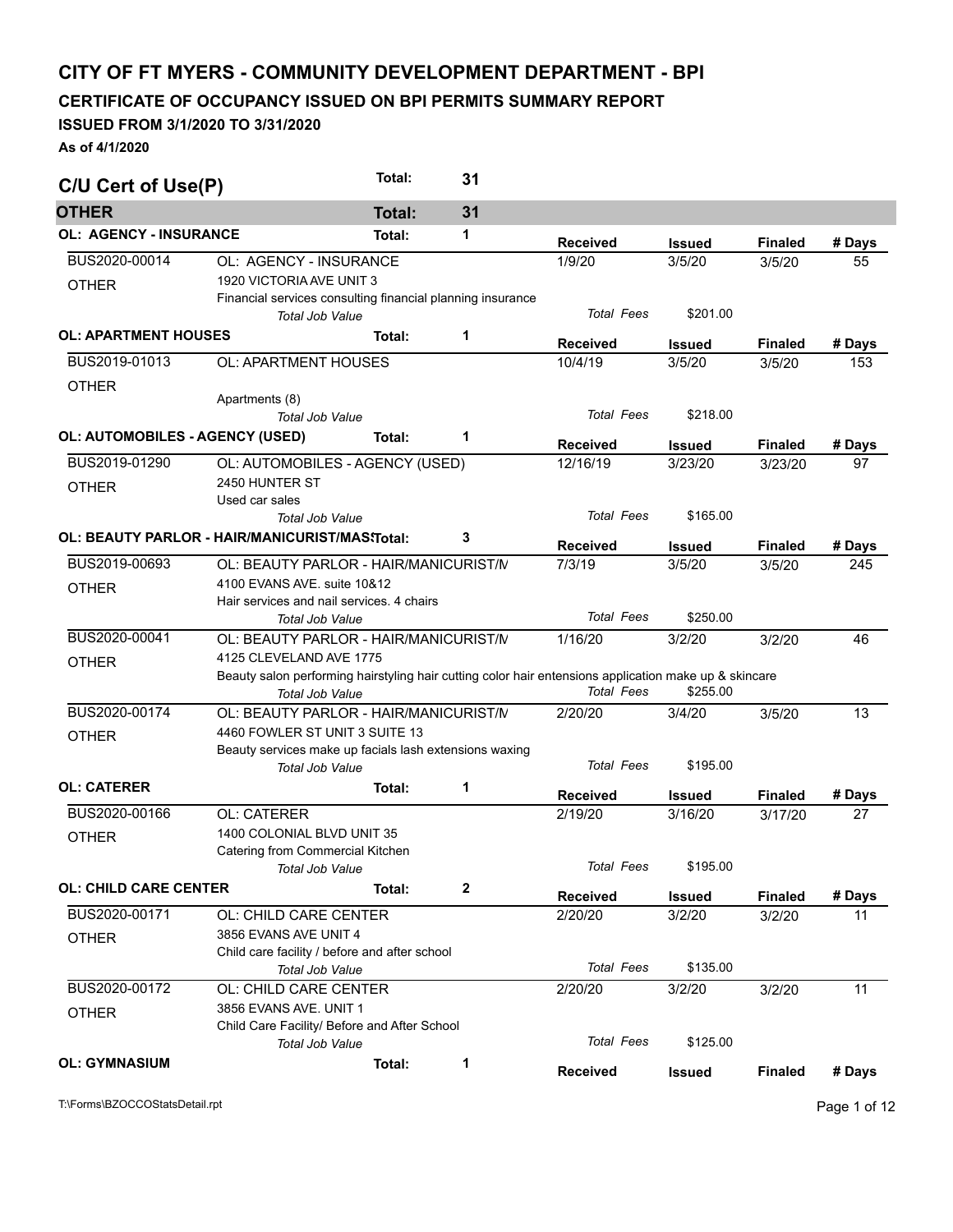# CITY OF FT MYERS - COMMUNITY DEVELOPMENT DEPARTMENT - BPI

## CERTIFICATE OF OCCUPANCY ISSUED ON BPI PERMITS SUMMARY REPORT

### ISSUED FROM 3/1/2020 TO 3/31/2020

**As of 4/1/2020**

## C/U Cert of Use(P) — Total: 31

### OTHER — Total: 31

**OL: AGENCY - INSURANCE — Total: 1**

| Permit | Description | Received | Issued | Finaled | # Days |
|---|---|---|---|---|---|
| BUS2020-00014 | OL: AGENCY - INSURANCE | 1/9/20 | 3/5/20 | 3/5/20 | 55 |
| OTHER | 1920 VICTORIA AVE UNIT 3 | | | | |
| | Financial services consulting financial planning insurance | | | | |
| | *Total Job Value* | *Total Fees* | $201.00 | | |

**OL: APARTMENT HOUSES — Total: 1**

| Permit | Description | Received | Issued | Finaled | # Days |
|---|---|---|---|---|---|
| BUS2019-01013 | OL: APARTMENT HOUSES | 10/4/19 | 3/5/20 | 3/5/20 | 153 |
| OTHER | | | | | |
| | Apartments (8) | | | | |
| | *Total Job Value* | *Total Fees* | $218.00 | | |

**OL: AUTOMOBILES - AGENCY (USED) — Total: 1**

| Permit | Description | Received | Issued | Finaled | # Days |
|---|---|---|---|---|---|
| BUS2019-01290 | OL: AUTOMOBILES - AGENCY (USED) | 12/16/19 | 3/23/20 | 3/23/20 | 97 |
| OTHER | 2450 HUNTER ST | | | | |
| | Used car sales | | | | |
| | *Total Job Value* | *Total Fees* | $165.00 | | |

**OL: BEAUTY PARLOR - HAIR/MANICURIST/MAS — Total: 3**

| Permit | Description | Received | Issued | Finaled | # Days |
|---|---|---|---|---|---|
| BUS2019-00693 | OL: BEAUTY PARLOR - HAIR/MANICURIST/M | 7/3/19 | 3/5/20 | 3/5/20 | 245 |
| OTHER | 4100 EVANS AVE. suite 10&12 | | | | |
| | Hair services and nail services. 4 chairs | | | | |
| | *Total Job Value* | *Total Fees* | $250.00 | | |
| BUS2020-00041 | OL: BEAUTY PARLOR - HAIR/MANICURIST/M | 1/16/20 | 3/2/20 | 3/2/20 | 46 |
| OTHER | 4125 CLEVELAND AVE 1775 | | | | |
| | Beauty salon performing hairstyling hair cutting color hair entensions application make up & skincare | | | | |
| | *Total Job Value* | *Total Fees* | $255.00 | | |
| BUS2020-00174 | OL: BEAUTY PARLOR - HAIR/MANICURIST/M | 2/20/20 | 3/4/20 | 3/5/20 | 13 |
| OTHER | 4460 FOWLER ST UNIT 3 SUITE 13 | | | | |
| | Beauty services make up facials lash extensions waxing | | | | |
| | *Total Job Value* | *Total Fees* | $195.00 | | |

**OL: CATERER — Total: 1**

| Permit | Description | Received | Issued | Finaled | # Days |
|---|---|---|---|---|---|
| BUS2020-00166 | OL: CATERER | 2/19/20 | 3/16/20 | 3/17/20 | 27 |
| OTHER | 1400 COLONIAL BLVD UNIT 35 | | | | |
| | Catering from Commercial Kitchen | | | | |
| | *Total Job Value* | *Total Fees* | $195.00 | | |

**OL: CHILD CARE CENTER — Total: 2**

| Permit | Description | Received | Issued | Finaled | # Days |
|---|---|---|---|---|---|
| BUS2020-00171 | OL: CHILD CARE CENTER | 2/20/20 | 3/2/20 | 3/2/20 | 11 |
| OTHER | 3856 EVANS AVE UNIT 4 | | | | |
| | Child care facility / before and after school | | | | |
| | *Total Job Value* | *Total Fees* | $135.00 | | |
| BUS2020-00172 | OL: CHILD CARE CENTER | 2/20/20 | 3/2/20 | 3/2/20 | 11 |
| OTHER | 3856 EVANS AVE. UNIT 1 | | | | |
| | Child Care Facility/ Before and After School | | | | |
| | *Total Job Value* | *Total Fees* | $125.00 | | |

**OL: GYMNASIUM — Total: 1**

| Permit | Description | Received | Issued | Finaled | # Days |
|---|---|---|---|---|---|

T:\Forms\BZOCCOStatsDetail.rpt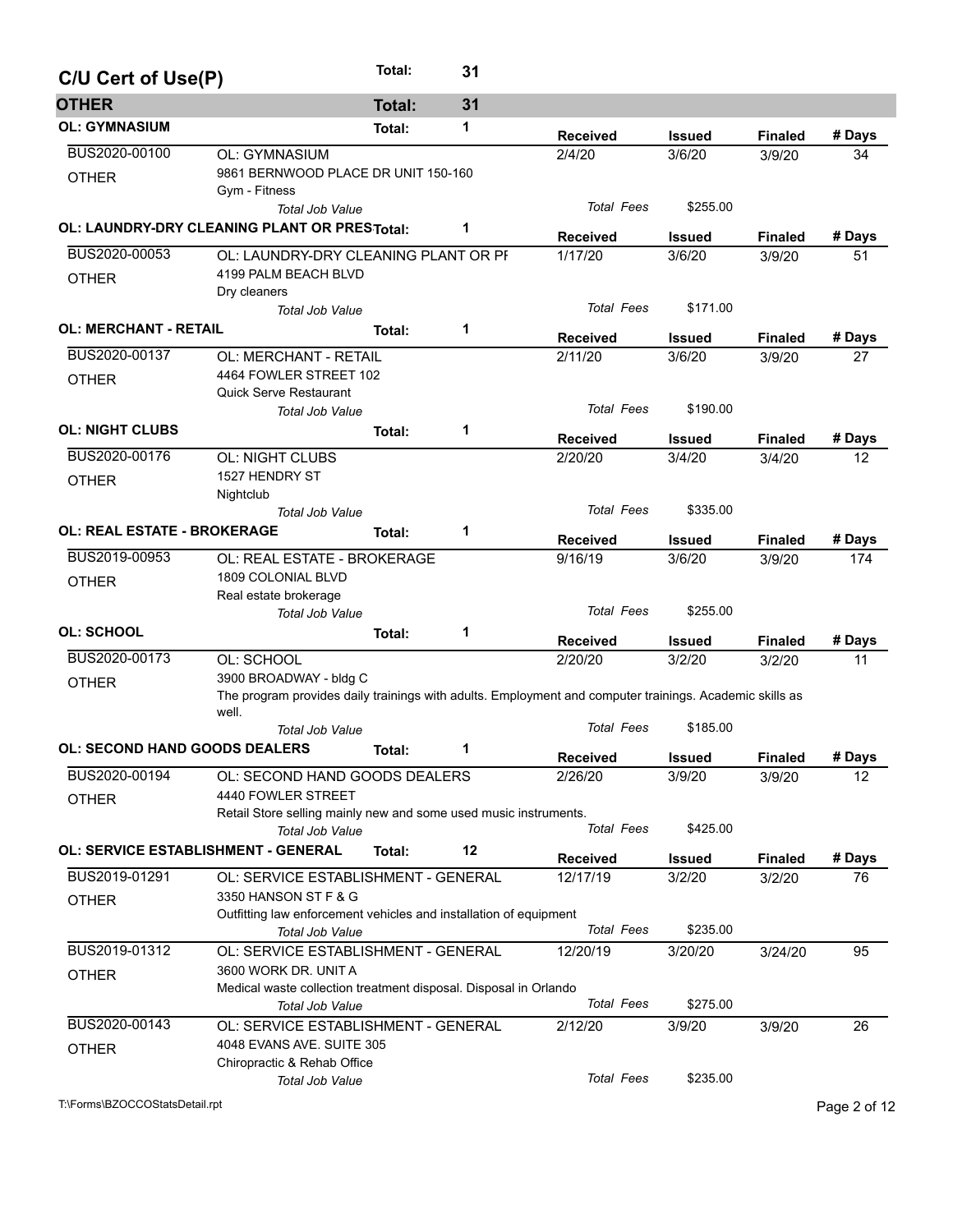## C/U Cert of Use(P) — Total: 31

### OTHER — Total: 31

#### OL: GYMNASIUM — Total: 1

| | | Received | Issued | Finaled | # Days |
|---|---|---|---|---|---|
| BUS2020-00100 | OL: GYMNASIUM | 2/4/20 | 3/6/20 | 3/9/20 | 34 |
| OTHER | 9861 BERNWOOD PLACE DR UNIT 150-160 | | | | |
| | Gym - Fitness | | | | |
| | *Total Job Value* | *Total Fees* | $255.00 | | |

#### OL: LAUNDRY-DRY CLEANING PLANT OR PRES — Total: 1

| | | Received | Issued | Finaled | # Days |
|---|---|---|---|---|---|
| BUS2020-00053 | OL: LAUNDRY-DRY CLEANING PLANT OR PI | 1/17/20 | 3/6/20 | 3/9/20 | 51 |
| OTHER | 4199 PALM BEACH BLVD | | | | |
| | Dry cleaners | | | | |
| | *Total Job Value* | *Total Fees* | $171.00 | | |

#### OL: MERCHANT - RETAIL — Total: 1

| | | Received | Issued | Finaled | # Days |
|---|---|---|---|---|---|
| BUS2020-00137 | OL: MERCHANT - RETAIL | 2/11/20 | 3/6/20 | 3/9/20 | 27 |
| OTHER | 4464 FOWLER STREET 102 | | | | |
| | Quick Serve Restaurant | | | | |
| | *Total Job Value* | *Total Fees* | $190.00 | | |

#### OL: NIGHT CLUBS — Total: 1

| | | Received | Issued | Finaled | # Days |
|---|---|---|---|---|---|
| BUS2020-00176 | OL: NIGHT CLUBS | 2/20/20 | 3/4/20 | 3/4/20 | 12 |
| OTHER | 1527 HENDRY ST | | | | |
| | Nightclub | | | | |
| | *Total Job Value* | *Total Fees* | $335.00 | | |

#### OL: REAL ESTATE - BROKERAGE — Total: 1

| | | Received | Issued | Finaled | # Days |
|---|---|---|---|---|---|
| BUS2019-00953 | OL: REAL ESTATE - BROKERAGE | 9/16/19 | 3/6/20 | 3/9/20 | 174 |
| OTHER | 1809 COLONIAL BLVD | | | | |
| | Real estate brokerage | | | | |
| | *Total Job Value* | *Total Fees* | $255.00 | | |

#### OL: SCHOOL — Total: 1

| | | Received | Issued | Finaled | # Days |
|---|---|---|---|---|---|
| BUS2020-00173 | OL: SCHOOL | 2/20/20 | 3/2/20 | 3/2/20 | 11 |
| OTHER | 3900 BROADWAY - bldg C | | | | |
| | The program provides daily trainings with adults. Employment and computer trainings. Academic skills as well. | | | | |
| | *Total Job Value* | *Total Fees* | $185.00 | | |

#### OL: SECOND HAND GOODS DEALERS — Total: 1

| | | Received | Issued | Finaled | # Days |
|---|---|---|---|---|---|
| BUS2020-00194 | OL: SECOND HAND GOODS DEALERS | 2/26/20 | 3/9/20 | 3/9/20 | 12 |
| OTHER | 4440 FOWLER STREET | | | | |
| | Retail Store selling mainly new and some used music instruments. | | | | |
| | *Total Job Value* | *Total Fees* | $425.00 | | |

#### OL: SERVICE ESTABLISHMENT - GENERAL — Total: 12

| | | Received | Issued | Finaled | # Days |
|---|---|---|---|---|---|
| BUS2019-01291 | OL: SERVICE ESTABLISHMENT - GENERAL | 12/17/19 | 3/2/20 | 3/2/20 | 76 |
| OTHER | 3350 HANSON ST F & G | | | | |
| | Outfitting law enforcement vehicles and installation of equipment | | | | |
| | *Total Job Value* | *Total Fees* | $235.00 | | |
| BUS2019-01312 | OL: SERVICE ESTABLISHMENT - GENERAL | 12/20/19 | 3/20/20 | 3/24/20 | 95 |
| OTHER | 3600 WORK DR. UNIT A | | | | |
| | Medical waste collection treatment disposal. Disposal in Orlando | | | | |
| | *Total Job Value* | *Total Fees* | $275.00 | | |
| BUS2020-00143 | OL: SERVICE ESTABLISHMENT - GENERAL | 2/12/20 | 3/9/20 | 3/9/20 | 26 |
| OTHER | 4048 EVANS AVE. SUITE 305 | | | | |
| | Chiropractic & Rehab Office | | | | |
| | *Total Job Value* | *Total Fees* | $235.00 | | |

T:\Forms\BZOCCOStatsDetail.rpt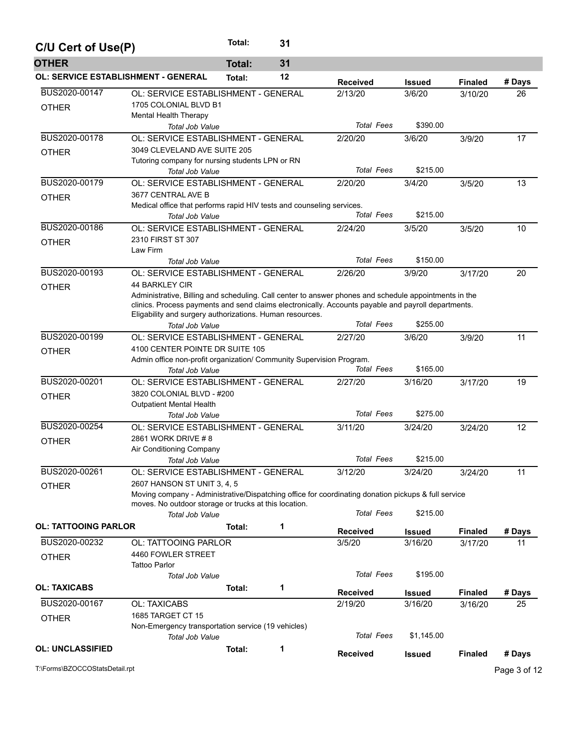## C/U Cert of Use(P) — Total: 31

### OTHER — Total: 31

#### OL: SERVICE ESTABLISHMENT - GENERAL — Total: 12

| Permit | Type / Address / Description | Received | Issued | Finaled | # Days |
|---|---|---|---|---|---|
| BUS2020-00147 OTHER | OL: SERVICE ESTABLISHMENT - GENERAL<br>1705 COLONIAL BLVD B1<br>Mental Health Therapy<br>*Total Job Value* | 2/13/20<br>*Total Fees* | 3/6/20<br>$390.00 | 3/10/20 | 26 |
| BUS2020-00178 OTHER | OL: SERVICE ESTABLISHMENT - GENERAL<br>3049 CLEVELAND AVE SUITE 205<br>Tutoring company for nursing students LPN or RN<br>*Total Job Value* | 2/20/20<br>*Total Fees* | 3/6/20<br>$215.00 | 3/9/20 | 17 |
| BUS2020-00179 OTHER | OL: SERVICE ESTABLISHMENT - GENERAL<br>3677 CENTRAL AVE B<br>Medical office that performs rapid HIV tests and counseling services.<br>*Total Job Value* | 2/20/20<br>*Total Fees* | 3/4/20<br>$215.00 | 3/5/20 | 13 |
| BUS2020-00186 OTHER | OL: SERVICE ESTABLISHMENT - GENERAL<br>2310 FIRST ST 307<br>Law Firm<br>*Total Job Value* | 2/24/20<br>*Total Fees* | 3/5/20<br>$150.00 | 3/5/20 | 10 |
| BUS2020-00193 OTHER | OL: SERVICE ESTABLISHMENT - GENERAL<br>44 BARKLEY CIR<br>Administrative, Billing and scheduling. Call center to answer phones and schedule appointments in the clinics. Process payments and send claims electronically. Accounts payable and payroll departments. Eligability and surgery authorizations. Human resources.<br>*Total Job Value* | 2/26/20<br>*Total Fees* | 3/9/20<br>$255.00 | 3/17/20 | 20 |
| BUS2020-00199 OTHER | OL: SERVICE ESTABLISHMENT - GENERAL<br>4100 CENTER POINTE DR SUITE 105<br>Admin office non-profit organization/ Community Supervision Program.<br>*Total Job Value* | 2/27/20<br>*Total Fees* | 3/6/20<br>$165.00 | 3/9/20 | 11 |
| BUS2020-00201 OTHER | OL: SERVICE ESTABLISHMENT - GENERAL<br>3820 COLONIAL BLVD - #200<br>Outpatient Mental Health<br>*Total Job Value* | 2/27/20<br>*Total Fees* | 3/16/20<br>$275.00 | 3/17/20 | 19 |
| BUS2020-00254 OTHER | OL: SERVICE ESTABLISHMENT - GENERAL<br>2861 WORK DRIVE # 8<br>Air Conditioning Company<br>*Total Job Value* | 3/11/20<br>*Total Fees* | 3/24/20<br>$215.00 | 3/24/20 | 12 |
| BUS2020-00261 OTHER | OL: SERVICE ESTABLISHMENT - GENERAL<br>2607 HANSON ST UNIT 3, 4, 5<br>Moving company - Administrative/Dispatching office for coordinating donation pickups & full service moves. No outdoor storage or trucks at this location.<br>*Total Job Value* | 3/12/20<br>*Total Fees* | 3/24/20<br>$215.00 | 3/24/20 | 11 |

#### OL: TATTOOING PARLOR — Total: 1

| Permit | Type / Address / Description | Received | Issued | Finaled | # Days |
|---|---|---|---|---|---|
| BUS2020-00232 OTHER | OL: TATTOOING PARLOR<br>4460 FOWLER STREET<br>Tattoo Parlor<br>*Total Job Value* | 3/5/20<br>*Total Fees* | 3/16/20<br>$195.00 | 3/17/20 | 11 |

#### OL: TAXICABS — Total: 1

| Permit | Type / Address / Description | Received | Issued | Finaled | # Days |
|---|---|---|---|---|---|
| BUS2020-00167 OTHER | OL: TAXICABS<br>1685 TARGET CT 15<br>Non-Emergency transportation service (19 vehicles)<br>*Total Job Value* | 2/19/20<br>*Total Fees* | 3/16/20<br>$1,145.00 | 3/16/20 | 25 |

#### OL: UNCLASSIFIED — Total: 1

| Permit | Type / Address / Description | Received | Issued | Finaled | # Days |
|---|---|---|---|---|---|

T:\Forms\BZOCCOStatsDetail.rpt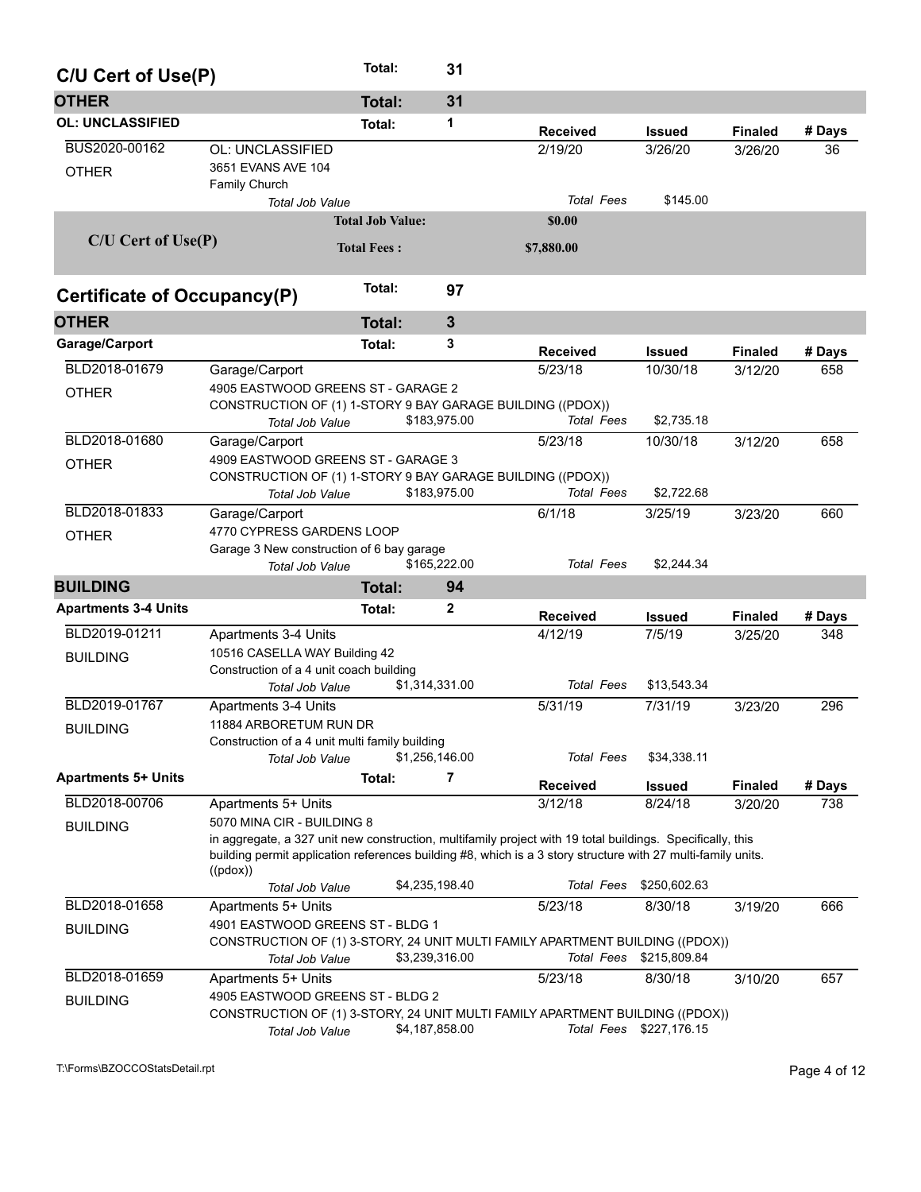## C/U Cert of Use(P) — Total: 31

### OTHER — Total: 31

#### OL: UNCLASSIFIED — Total: 1

| Permit | Description | Received | Issued | Finaled | # Days |
|---|---|---|---|---|---|
| BUS2020-00162 | OL: UNCLASSIFIED | 2/19/20 | 3/26/20 | 3/26/20 | 36 |
| OTHER | 3651 EVANS AVE 104<br>Family Church | | | | |
| | *Total Job Value* | *Total Fees* | $145.00 | | |

| C/U Cert of Use(P) | |
|---|---|
| **Total Job Value:** | **$0.00** |
| **Total Fees :** | **$7,880.00** |

## Certificate of Occupancy(P) — Total: 97

### OTHER — Total: 3

#### Garage/Carport — Total: 3

| Permit | Description | Received | Issued | Finaled | # Days |
|---|---|---|---|---|---|
| BLD2018-01679 | Garage/Carport | 5/23/18 | 10/30/18 | 3/12/20 | 658 |
| OTHER | 4905 EASTWOOD GREENS ST - GARAGE 2<br>CONSTRUCTION OF (1) 1-STORY 9 BAY GARAGE BUILDING ((PDOX)) | | | | |
| | *Total Job Value* $183,975.00 | *Total Fees* | $2,735.18 | | |
| BLD2018-01680 | Garage/Carport | 5/23/18 | 10/30/18 | 3/12/20 | 658 |
| OTHER | 4909 EASTWOOD GREENS ST - GARAGE 3<br>CONSTRUCTION OF (1) 1-STORY 9 BAY GARAGE BUILDING ((PDOX)) | | | | |
| | *Total Job Value* $183,975.00 | *Total Fees* | $2,722.68 | | |
| BLD2018-01833 | Garage/Carport | 6/1/18 | 3/25/19 | 3/23/20 | 660 |
| OTHER | 4770 CYPRESS GARDENS LOOP<br>Garage 3 New construction of 6 bay garage | | | | |
| | *Total Job Value* $165,222.00 | *Total Fees* | $2,244.34 | | |

### BUILDING — Total: 94

#### Apartments 3-4 Units — Total: 2

| Permit | Description | Received | Issued | Finaled | # Days |
|---|---|---|---|---|---|
| BLD2019-01211 | Apartments 3-4 Units | 4/12/19 | 7/5/19 | 3/25/20 | 348 |
| BUILDING | 10516 CASELLA WAY Building 42<br>Construction of a 4 unit coach building | | | | |
| | *Total Job Value* $1,314,331.00 | *Total Fees* | $13,543.34 | | |
| BLD2019-01767 | Apartments 3-4 Units | 5/31/19 | 7/31/19 | 3/23/20 | 296 |
| BUILDING | 11884 ARBORETUM RUN DR<br>Construction of a 4 unit multi family building | | | | |
| | *Total Job Value* $1,256,146.00 | *Total Fees* | $34,338.11 | | |

#### Apartments 5+ Units — Total: 7

| Permit | Description | Received | Issued | Finaled | # Days |
|---|---|---|---|---|---|
| BLD2018-00706 | Apartments 5+ Units | 3/12/18 | 8/24/18 | 3/20/20 | 738 |
| BUILDING | 5070 MINA CIR - BUILDING 8<br>in aggregate, a 327 unit new construction, multifamily project with 19 total buildings. Specifically, this building permit application references building #8, which is a 3 story structure with 27 multi-family units. ((pdox)) | | | | |
| | *Total Job Value* $4,235,198.40 | *Total Fees* | $250,602.63 | | |
| BLD2018-01658 | Apartments 5+ Units | 5/23/18 | 8/30/18 | 3/19/20 | 666 |
| BUILDING | 4901 EASTWOOD GREENS ST - BLDG 1<br>CONSTRUCTION OF (1) 3-STORY, 24 UNIT MULTI FAMILY APARTMENT BUILDING ((PDOX)) | | | | |
| | *Total Job Value* $3,239,316.00 | *Total Fees* | $215,809.84 | | |
| BLD2018-01659 | Apartments 5+ Units | 5/23/18 | 8/30/18 | 3/10/20 | 657 |
| BUILDING | 4905 EASTWOOD GREENS ST - BLDG 2<br>CONSTRUCTION OF (1) 3-STORY, 24 UNIT MULTI FAMILY APARTMENT BUILDING ((PDOX)) | | | | |
| | *Total Job Value* $4,187,858.00 | *Total Fees* | $227,176.15 | | |

T:\Forms\BZOCCOStatsDetail.rpt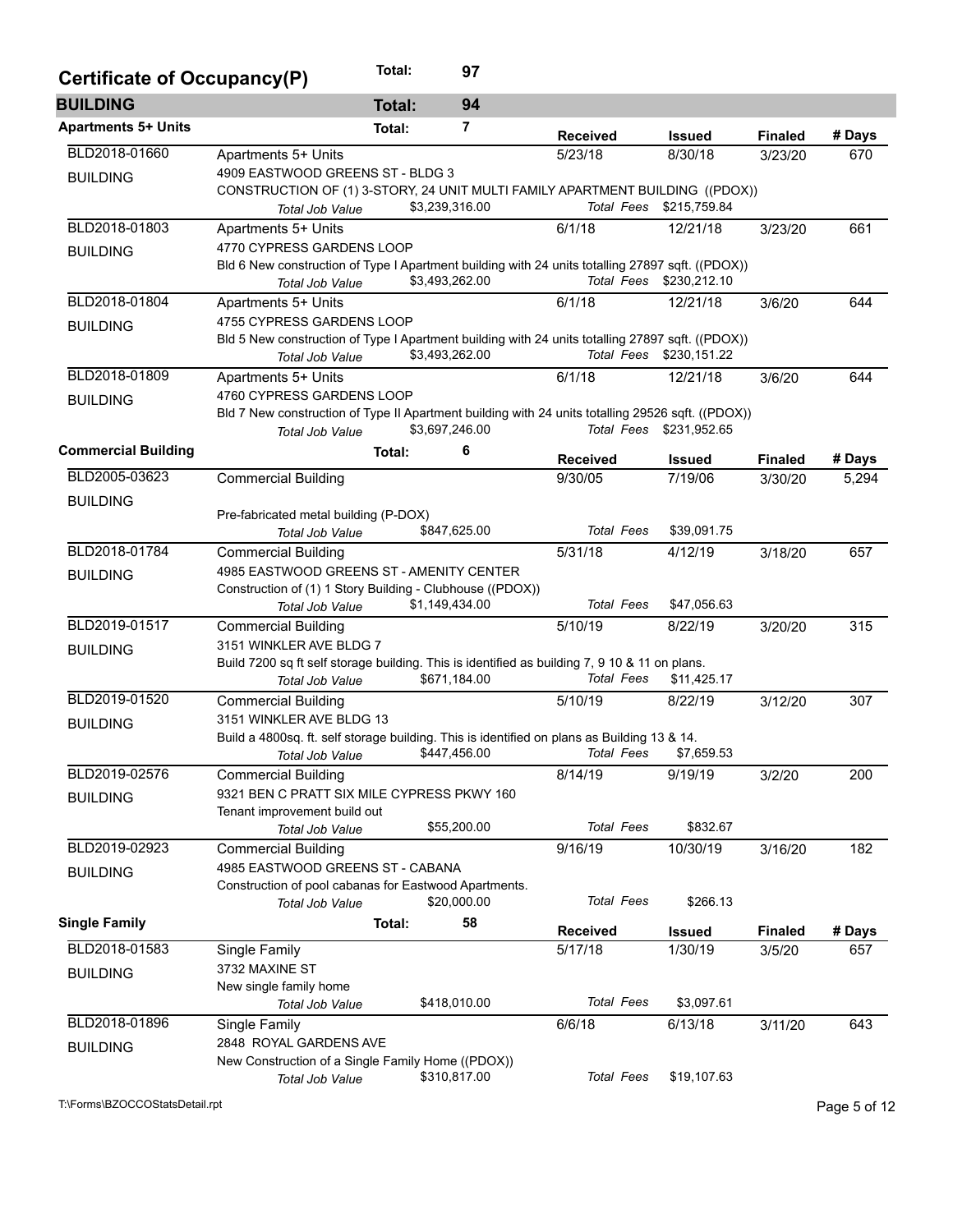# Certificate of Occupancy(P)

**Total: 97**

## BUILDING

**Total: 94**

### Apartments 5+ Units

**Total: 7**

| Permit | Type / Address / Description | Received | Issued | Finaled | # Days |
|---|---|---|---|---|---|
| BLD2018-01660 BUILDING | Apartments 5+ Units<br>4909 EASTWOOD GREENS ST - BLDG 3<br>CONSTRUCTION OF (1) 3-STORY, 24 UNIT MULTI FAMILY APARTMENT BUILDING ((PDOX))<br>*Total Job Value* $3,239,316.00 — *Total Fees* $215,759.84 | 5/23/18 | 8/30/18 | 3/23/20 | 670 |
| BLD2018-01803 BUILDING | Apartments 5+ Units<br>4770 CYPRESS GARDENS LOOP<br>Bld 6 New construction of Type I Apartment building with 24 units totalling 27897 sqft. ((PDOX))<br>*Total Job Value* $3,493,262.00 — *Total Fees* $230,212.10 | 6/1/18 | 12/21/18 | 3/23/20 | 661 |
| BLD2018-01804 BUILDING | Apartments 5+ Units<br>4755 CYPRESS GARDENS LOOP<br>Bld 5 New construction of Type I Apartment building with 24 units totalling 27897 sqft. ((PDOX))<br>*Total Job Value* $3,493,262.00 — *Total Fees* $230,151.22 | 6/1/18 | 12/21/18 | 3/6/20 | 644 |
| BLD2018-01809 BUILDING | Apartments 5+ Units<br>4760 CYPRESS GARDENS LOOP<br>Bld 7 New construction of Type II Apartment building with 24 units totalling 29526 sqft. ((PDOX))<br>*Total Job Value* $3,697,246.00 — *Total Fees* $231,952.65 | 6/1/18 | 12/21/18 | 3/6/20 | 644 |

### Commercial Building

**Total: 6**

| Permit | Type / Address / Description | Received | Issued | Finaled | # Days |
|---|---|---|---|---|---|
| BLD2005-03623 BUILDING | Commercial Building<br>Pre-fabricated metal building (P-DOX)<br>*Total Job Value* $847,625.00 — *Total Fees* $39,091.75 | 9/30/05 | 7/19/06 | 3/30/20 | 5,294 |
| BLD2018-01784 BUILDING | Commercial Building<br>4985 EASTWOOD GREENS ST - AMENITY CENTER<br>Construction of (1) 1 Story Building - Clubhouse ((PDOX))<br>*Total Job Value* $1,149,434.00 — *Total Fees* $47,056.63 | 5/31/18 | 4/12/19 | 3/18/20 | 657 |
| BLD2019-01517 BUILDING | Commercial Building<br>3151 WINKLER AVE BLDG 7<br>Build 7200 sq ft self storage building. This is identified as building 7, 9 10 & 11 on plans.<br>*Total Job Value* $671,184.00 — *Total Fees* $11,425.17 | 5/10/19 | 8/22/19 | 3/20/20 | 315 |
| BLD2019-01520 BUILDING | Commercial Building<br>3151 WINKLER AVE BLDG 13<br>Build a 4800sq. ft. self storage building. This is identified on plans as Building 13 & 14.<br>*Total Job Value* $447,456.00 — *Total Fees* $7,659.53 | 5/10/19 | 8/22/19 | 3/12/20 | 307 |
| BLD2019-02576 BUILDING | Commercial Building<br>9321 BEN C PRATT SIX MILE CYPRESS PKWY 160<br>Tenant improvement build out<br>*Total Job Value* $55,200.00 — *Total Fees* $832.67 | 8/14/19 | 9/19/19 | 3/2/20 | 200 |
| BLD2019-02923 BUILDING | Commercial Building<br>4985 EASTWOOD GREENS ST - CABANA<br>Construction of pool cabanas for Eastwood Apartments.<br>*Total Job Value* $20,000.00 — *Total Fees* $266.13 | 9/16/19 | 10/30/19 | 3/16/20 | 182 |

### Single Family

**Total: 58**

| Permit | Type / Address / Description | Received | Issued | Finaled | # Days |
|---|---|---|---|---|---|
| BLD2018-01583 BUILDING | Single Family<br>3732 MAXINE ST<br>New single family home<br>*Total Job Value* $418,010.00 — *Total Fees* $3,097.61 | 5/17/18 | 1/30/19 | 3/5/20 | 657 |
| BLD2018-01896 BUILDING | Single Family<br>2848 ROYAL GARDENS AVE<br>New Construction of a Single Family Home ((PDOX))<br>*Total Job Value* $310,817.00 — *Total Fees* $19,107.63 | 6/6/18 | 6/13/18 | 3/11/20 | 643 |

T:\Forms\BZOCCOStatsDetail.rpt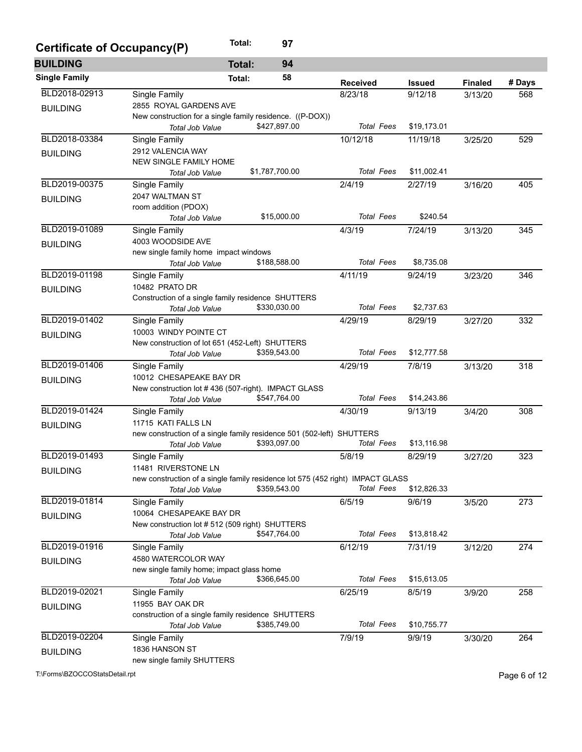## Certificate of Occupancy(P) — Total: 97

### BUILDING — Total: 94

#### Single Family — Total: 58

| Permit # | Type | Description | Received | Issued | Finaled | # Days |
|---|---|---|---|---|---|---|
| BLD2018-02913 | BUILDING | Single Family<br>2855 ROYAL GARDENS AVE<br>New construction for a single family residence. ((P-DOX))<br>*Total Job Value* $427,897.00 | 8/23/18<br>*Total Fees* | 9/12/18<br>$19,173.01 | 3/13/20 | 568 |
| BLD2018-03384 | BUILDING | Single Family<br>2912 VALENCIA WAY<br>NEW SINGLE FAMILY HOME<br>*Total Job Value* $1,787,700.00 | 10/12/18<br>*Total Fees* | 11/19/18<br>$11,002.41 | 3/25/20 | 529 |
| BLD2019-00375 | BUILDING | Single Family<br>2047 WALTMAN ST<br>room addition (PDOX)<br>*Total Job Value* $15,000.00 | 2/4/19<br>*Total Fees* | 2/27/19<br>$240.54 | 3/16/20 | 405 |
| BLD2019-01089 | BUILDING | Single Family<br>4003 WOODSIDE AVE<br>new single family home impact windows<br>*Total Job Value* $188,588.00 | 4/3/19<br>*Total Fees* | 7/24/19<br>$8,735.08 | 3/13/20 | 345 |
| BLD2019-01198 | BUILDING | Single Family<br>10482 PRATO DR<br>Construction of a single family residence SHUTTERS<br>*Total Job Value* $330,030.00 | 4/11/19<br>*Total Fees* | 9/24/19<br>$2,737.63 | 3/23/20 | 346 |
| BLD2019-01402 | BUILDING | Single Family<br>10003 WINDY POINTE CT<br>New construction of lot 651 (452-Left) SHUTTERS<br>*Total Job Value* $359,543.00 | 4/29/19<br>*Total Fees* | 8/29/19<br>$12,777.58 | 3/27/20 | 332 |
| BLD2019-01406 | BUILDING | Single Family<br>10012 CHESAPEAKE BAY DR<br>New construction lot # 436 (507-right). IMPACT GLASS<br>*Total Job Value* $547,764.00 | 4/29/19<br>*Total Fees* | 7/8/19<br>$14,243.86 | 3/13/20 | 318 |
| BLD2019-01424 | BUILDING | Single Family<br>11715 KATI FALLS LN<br>new construction of a single family residence 501 (502-left) SHUTTERS<br>*Total Job Value* $393,097.00 | 4/30/19<br>*Total Fees* | 9/13/19<br>$13,116.98 | 3/4/20 | 308 |
| BLD2019-01493 | BUILDING | Single Family<br>11481 RIVERSTONE LN<br>new construction of a single family residence lot 575 (452 right) IMPACT GLASS<br>*Total Job Value* $359,543.00 | 5/8/19<br>*Total Fees* | 8/29/19<br>$12,826.33 | 3/27/20 | 323 |
| BLD2019-01814 | BUILDING | Single Family<br>10064 CHESAPEAKE BAY DR<br>New construction lot # 512 (509 right) SHUTTERS<br>*Total Job Value* $547,764.00 | 6/5/19<br>*Total Fees* | 9/6/19<br>$13,818.42 | 3/5/20 | 273 |
| BLD2019-01916 | BUILDING | Single Family<br>4580 WATERCOLOR WAY<br>new single family home; impact glass home<br>*Total Job Value* $366,645.00 | 6/12/19<br>*Total Fees* | 7/31/19<br>$15,613.05 | 3/12/20 | 274 |
| BLD2019-02021 | BUILDING | Single Family<br>11955 BAY OAK DR<br>construction of a single family residence SHUTTERS<br>*Total Job Value* $385,749.00 | 6/25/19<br>*Total Fees* | 8/5/19<br>$10,755.77 | 3/9/20 | 258 |
| BLD2019-02204 | BUILDING | Single Family<br>1836 HANSON ST<br>new single family SHUTTERS | 7/9/19 | 9/9/19 | 3/30/20 | 264 |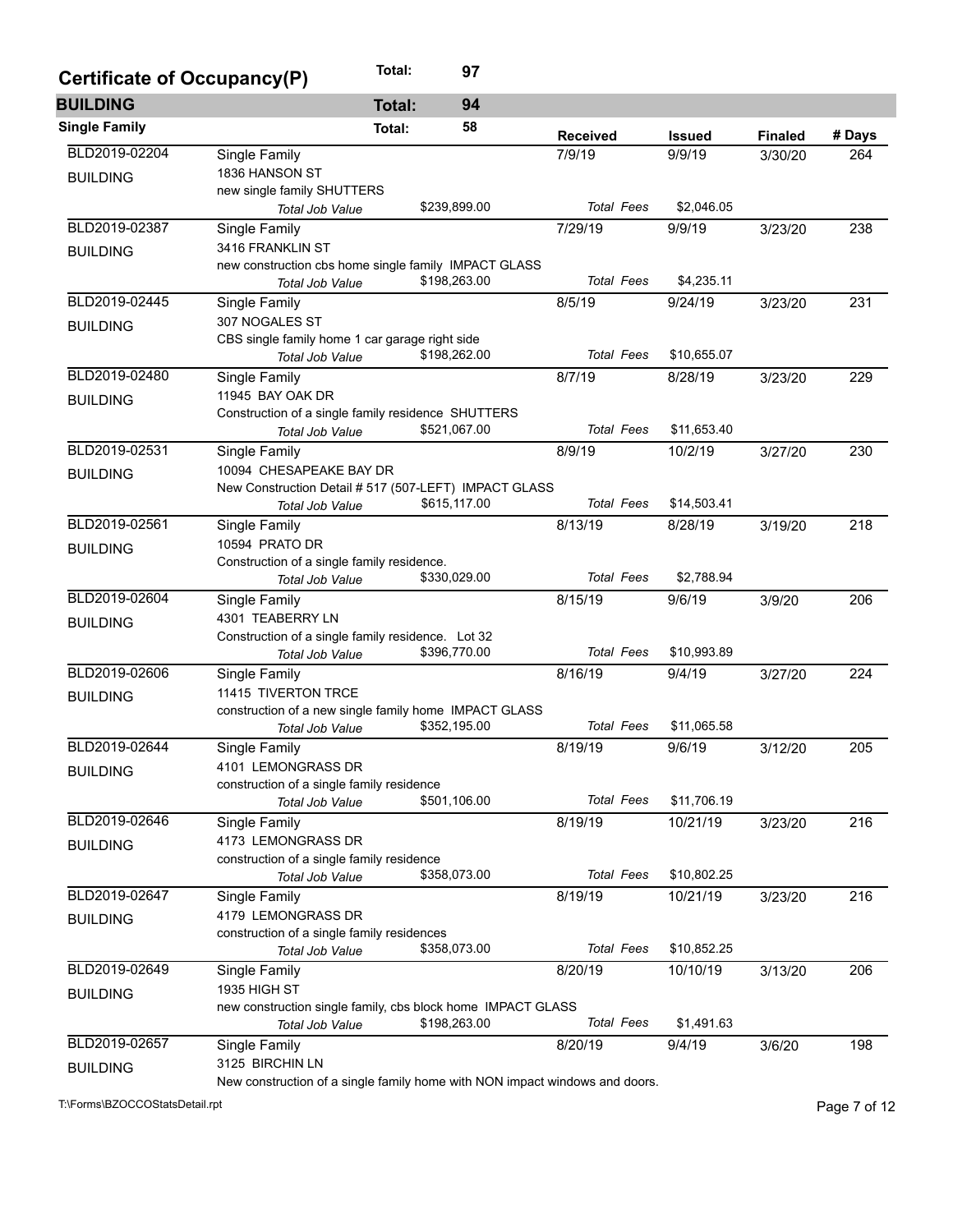## Certificate of Occupancy(P) — Total: 97

### BUILDING — Total: 94

#### Single Family — Total: 58

| Permit | Type / Address / Description | | Received | Issued | Finaled | # Days |
|---|---|---|---|---|---|---|
| BLD2019-02204 | Single Family | | 7/9/19 | 9/9/19 | 3/30/20 | 264 |
| BUILDING | 1836 HANSON ST | | | | | |
| | new single family SHUTTERS | | | | | |
| | *Total Job Value* | $239,899.00 | *Total Fees* | $2,046.05 | | |
| BLD2019-02387 | Single Family | | 7/29/19 | 9/9/19 | 3/23/20 | 238 |
| BUILDING | 3416 FRANKLIN ST | | | | | |
| | new construction cbs home single family IMPACT GLASS | | | | | |
| | *Total Job Value* | $198,263.00 | *Total Fees* | $4,235.11 | | |
| BLD2019-02445 | Single Family | | 8/5/19 | 9/24/19 | 3/23/20 | 231 |
| BUILDING | 307 NOGALES ST | | | | | |
| | CBS single family home 1 car garage right side | | | | | |
| | *Total Job Value* | $198,262.00 | *Total Fees* | $10,655.07 | | |
| BLD2019-02480 | Single Family | | 8/7/19 | 8/28/19 | 3/23/20 | 229 |
| BUILDING | 11945 BAY OAK DR | | | | | |
| | Construction of a single family residence SHUTTERS | | | | | |
| | *Total Job Value* | $521,067.00 | *Total Fees* | $11,653.40 | | |
| BLD2019-02531 | Single Family | | 8/9/19 | 10/2/19 | 3/27/20 | 230 |
| BUILDING | 10094 CHESAPEAKE BAY DR | | | | | |
| | New Construction Detail # 517 (507-LEFT) IMPACT GLASS | | | | | |
| | *Total Job Value* | $615,117.00 | *Total Fees* | $14,503.41 | | |
| BLD2019-02561 | Single Family | | 8/13/19 | 8/28/19 | 3/19/20 | 218 |
| BUILDING | 10594 PRATO DR | | | | | |
| | Construction of a single family residence. | | | | | |
| | *Total Job Value* | $330,029.00 | *Total Fees* | $2,788.94 | | |
| BLD2019-02604 | Single Family | | 8/15/19 | 9/6/19 | 3/9/20 | 206 |
| BUILDING | 4301 TEABERRY LN | | | | | |
| | Construction of a single family residence. Lot 32 | | | | | |
| | *Total Job Value* | $396,770.00 | *Total Fees* | $10,993.89 | | |
| BLD2019-02606 | Single Family | | 8/16/19 | 9/4/19 | 3/27/20 | 224 |
| BUILDING | 11415 TIVERTON TRCE | | | | | |
| | construction of a new single family home IMPACT GLASS | | | | | |
| | *Total Job Value* | $352,195.00 | *Total Fees* | $11,065.58 | | |
| BLD2019-02644 | Single Family | | 8/19/19 | 9/6/19 | 3/12/20 | 205 |
| BUILDING | 4101 LEMONGRASS DR | | | | | |
| | construction of a single family residence | | | | | |
| | *Total Job Value* | $501,106.00 | *Total Fees* | $11,706.19 | | |
| BLD2019-02646 | Single Family | | 8/19/19 | 10/21/19 | 3/23/20 | 216 |
| BUILDING | 4173 LEMONGRASS DR | | | | | |
| | construction of a single family residence | | | | | |
| | *Total Job Value* | $358,073.00 | *Total Fees* | $10,802.25 | | |
| BLD2019-02647 | Single Family | | 8/19/19 | 10/21/19 | 3/23/20 | 216 |
| BUILDING | 4179 LEMONGRASS DR | | | | | |
| | construction of a single family residences | | | | | |
| | *Total Job Value* | $358,073.00 | *Total Fees* | $10,852.25 | | |
| BLD2019-02649 | Single Family | | 8/20/19 | 10/10/19 | 3/13/20 | 206 |
| BUILDING | 1935 HIGH ST | | | | | |
| | new construction single family, cbs block home IMPACT GLASS | | | | | |
| | *Total Job Value* | $198,263.00 | *Total Fees* | $1,491.63 | | |
| BLD2019-02657 | Single Family | | 8/20/19 | 9/4/19 | 3/6/20 | 198 |
| BUILDING | 3125 BIRCHIN LN | | | | | |
| | New construction of a single family home with NON impact windows and doors. | | | | | |

T:\Forms\BZOCCOStatsDetail.rpt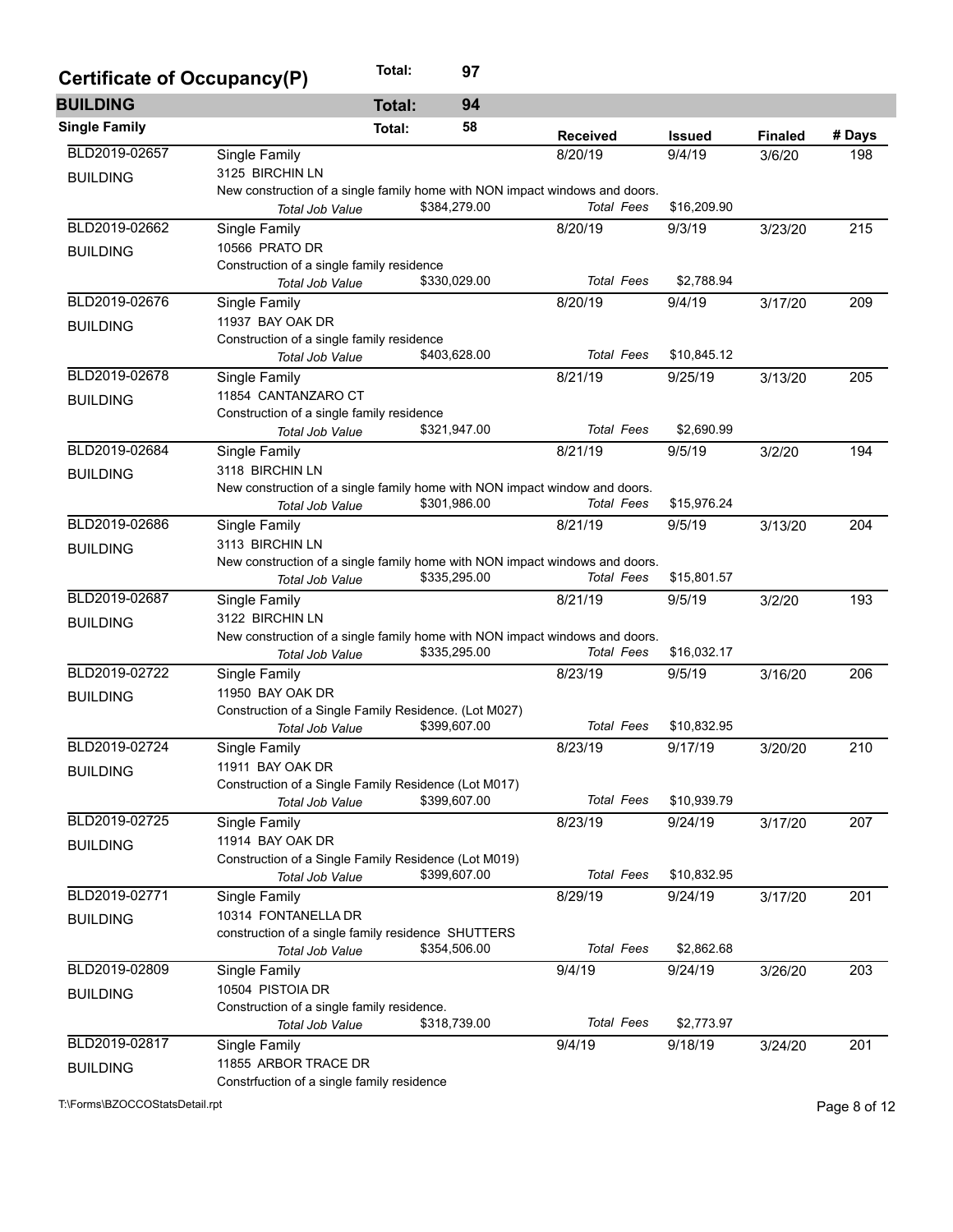## Certificate of Occupancy(P) — Total: 97

### BUILDING — Total: 94

#### Single Family — Total: 58

| Permit | Type / Address / Description | | Received | Issued | Finaled | # Days |
|---|---|---|---|---|---|---|
| BLD2019-02657 | Single Family | | 8/20/19 | 9/4/19 | 3/6/20 | 198 |
| BUILDING | 3125 BIRCHIN LN | | | | | |
| | New construction of a single family home with NON impact windows and doors. | | | | | |
| | *Total Job Value* | $384,279.00 | *Total Fees* | $16,209.90 | | |
| BLD2019-02662 | Single Family | | 8/20/19 | 9/3/19 | 3/23/20 | 215 |
| BUILDING | 10566 PRATO DR | | | | | |
| | Construction of a single family residence | | | | | |
| | *Total Job Value* | $330,029.00 | *Total Fees* | $2,788.94 | | |
| BLD2019-02676 | Single Family | | 8/20/19 | 9/4/19 | 3/17/20 | 209 |
| BUILDING | 11937 BAY OAK DR | | | | | |
| | Construction of a single family residence | | | | | |
| | *Total Job Value* | $403,628.00 | *Total Fees* | $10,845.12 | | |
| BLD2019-02678 | Single Family | | 8/21/19 | 9/25/19 | 3/13/20 | 205 |
| BUILDING | 11854 CANTANZARO CT | | | | | |
| | Construction of a single family residence | | | | | |
| | *Total Job Value* | $321,947.00 | *Total Fees* | $2,690.99 | | |
| BLD2019-02684 | Single Family | | 8/21/19 | 9/5/19 | 3/2/20 | 194 |
| BUILDING | 3118 BIRCHIN LN | | | | | |
| | New construction of a single family home with NON impact window and doors. | | | | | |
| | *Total Job Value* | $301,986.00 | *Total Fees* | $15,976.24 | | |
| BLD2019-02686 | Single Family | | 8/21/19 | 9/5/19 | 3/13/20 | 204 |
| BUILDING | 3113 BIRCHIN LN | | | | | |
| | New construction of a single family home with NON impact windows and doors. | | | | | |
| | *Total Job Value* | $335,295.00 | *Total Fees* | $15,801.57 | | |
| BLD2019-02687 | Single Family | | 8/21/19 | 9/5/19 | 3/2/20 | 193 |
| BUILDING | 3122 BIRCHIN LN | | | | | |
| | New construction of a single family home with NON impact windows and doors. | | | | | |
| | *Total Job Value* | $335,295.00 | *Total Fees* | $16,032.17 | | |
| BLD2019-02722 | Single Family | | 8/23/19 | 9/5/19 | 3/16/20 | 206 |
| BUILDING | 11950 BAY OAK DR | | | | | |
| | Construction of a Single Family Residence. (Lot M027) | | | | | |
| | *Total Job Value* | $399,607.00 | *Total Fees* | $10,832.95 | | |
| BLD2019-02724 | Single Family | | 8/23/19 | 9/17/19 | 3/20/20 | 210 |
| BUILDING | 11911 BAY OAK DR | | | | | |
| | Construction of a Single Family Residence (Lot M017) | | | | | |
| | *Total Job Value* | $399,607.00 | *Total Fees* | $10,939.79 | | |
| BLD2019-02725 | Single Family | | 8/23/19 | 9/24/19 | 3/17/20 | 207 |
| BUILDING | 11914 BAY OAK DR | | | | | |
| | Construction of a Single Family Residence (Lot M019) | | | | | |
| | *Total Job Value* | $399,607.00 | *Total Fees* | $10,832.95 | | |
| BLD2019-02771 | Single Family | | 8/29/19 | 9/24/19 | 3/17/20 | 201 |
| BUILDING | 10314 FONTANELLA DR | | | | | |
| | construction of a single family residence SHUTTERS | | | | | |
| | *Total Job Value* | $354,506.00 | *Total Fees* | $2,862.68 | | |
| BLD2019-02809 | Single Family | | 9/4/19 | 9/24/19 | 3/26/20 | 203 |
| BUILDING | 10504 PISTOIA DR | | | | | |
| | Construction of a single family residence. | | | | | |
| | *Total Job Value* | $318,739.00 | *Total Fees* | $2,773.97 | | |
| BLD2019-02817 | Single Family | | 9/4/19 | 9/18/19 | 3/24/20 | 201 |
| BUILDING | 11855 ARBOR TRACE DR | | | | | |
| | Constrfuction of a single family residence | | | | | |

T:\Forms\BZOCCOStatsDetail.rpt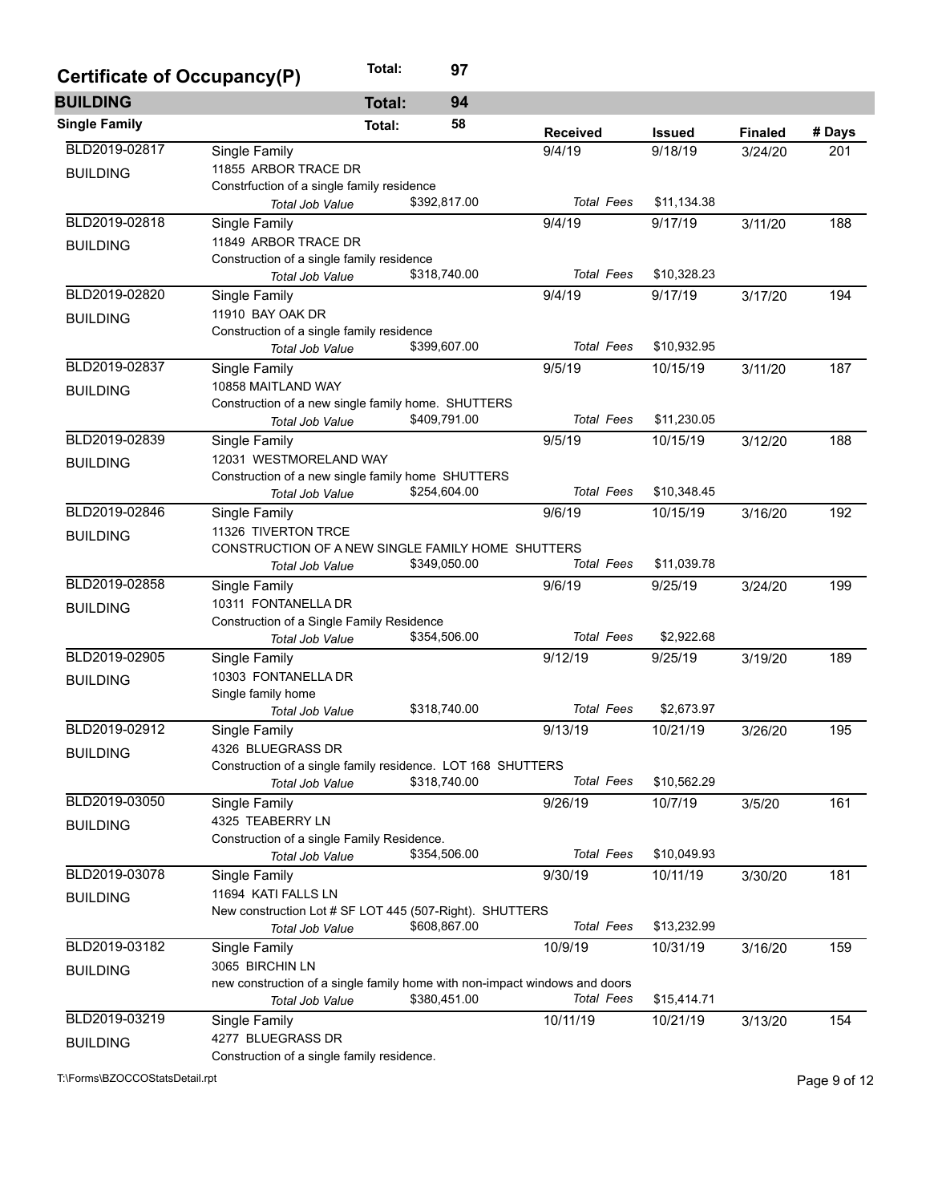## Certificate of Occupancy(P) Total: 97

### BUILDING Total: 94

#### Single Family Total: 58

| Permit | Type / Address / Description | Job Value | Received | Issued | Finaled | # Days |
|---|---|---|---|---|---|---|
| BLD2019-02817 BUILDING | Single Family<br>11855 ARBOR TRACE DR<br>Constrfuction of a single family residence | Total Job Value $392,817.00 | 9/4/19 | 9/18/19 | 3/24/20 | 201 |
| | | | Total Fees | $11,134.38 | | |
| BLD2019-02818 BUILDING | Single Family<br>11849 ARBOR TRACE DR<br>Construction of a single family residence | Total Job Value $318,740.00 | 9/4/19 | 9/17/19 | 3/11/20 | 188 |
| | | | Total Fees | $10,328.23 | | |
| BLD2019-02820 BUILDING | Single Family<br>11910 BAY OAK DR<br>Construction of a single family residence | Total Job Value $399,607.00 | 9/4/19 | 9/17/19 | 3/17/20 | 194 |
| | | | Total Fees | $10,932.95 | | |
| BLD2019-02837 BUILDING | Single Family<br>10858 MAITLAND WAY<br>Construction of a new single family home. SHUTTERS | Total Job Value $409,791.00 | 9/5/19 | 10/15/19 | 3/11/20 | 187 |
| | | | Total Fees | $11,230.05 | | |
| BLD2019-02839 BUILDING | Single Family<br>12031 WESTMORELAND WAY<br>Construction of a new single family home SHUTTERS | Total Job Value $254,604.00 | 9/5/19 | 10/15/19 | 3/12/20 | 188 |
| | | | Total Fees | $10,348.45 | | |
| BLD2019-02846 BUILDING | Single Family<br>11326 TIVERTON TRCE<br>CONSTRUCTION OF A NEW SINGLE FAMILY HOME SHUTTERS | Total Job Value $349,050.00 | 9/6/19 | 10/15/19 | 3/16/20 | 192 |
| | | | Total Fees | $11,039.78 | | |
| BLD2019-02858 BUILDING | Single Family<br>10311 FONTANELLA DR<br>Construction of a Single Family Residence | Total Job Value $354,506.00 | 9/6/19 | 9/25/19 | 3/24/20 | 199 |
| | | | Total Fees | $2,922.68 | | |
| BLD2019-02905 BUILDING | Single Family<br>10303 FONTANELLA DR<br>Single family home | Total Job Value $318,740.00 | 9/12/19 | 9/25/19 | 3/19/20 | 189 |
| | | | Total Fees | $2,673.97 | | |
| BLD2019-02912 BUILDING | Single Family<br>4326 BLUEGRASS DR<br>Construction of a single family residence. LOT 168 SHUTTERS | Total Job Value $318,740.00 | 9/13/19 | 10/21/19 | 3/26/20 | 195 |
| | | | Total Fees | $10,562.29 | | |
| BLD2019-03050 BUILDING | Single Family<br>4325 TEABERRY LN<br>Construction of a single Family Residence. | Total Job Value $354,506.00 | 9/26/19 | 10/7/19 | 3/5/20 | 161 |
| | | | Total Fees | $10,049.93 | | |
| BLD2019-03078 BUILDING | Single Family<br>11694 KATI FALLS LN<br>New construction Lot # SF LOT 445 (507-Right). SHUTTERS | Total Job Value $608,867.00 | 9/30/19 | 10/11/19 | 3/30/20 | 181 |
| | | | Total Fees | $13,232.99 | | |
| BLD2019-03182 BUILDING | Single Family<br>3065 BIRCHIN LN<br>new construction of a single family home with non-impact windows and doors | Total Job Value $380,451.00 | 10/9/19 | 10/31/19 | 3/16/20 | 159 |
| | | | Total Fees | $15,414.71 | | |
| BLD2019-03219 BUILDING | Single Family<br>4277 BLUEGRASS DR<br>Construction of a single family residence. | | 10/11/19 | 10/21/19 | 3/13/20 | 154 |

T:\Forms\BZOCCOStatsDetail.rpt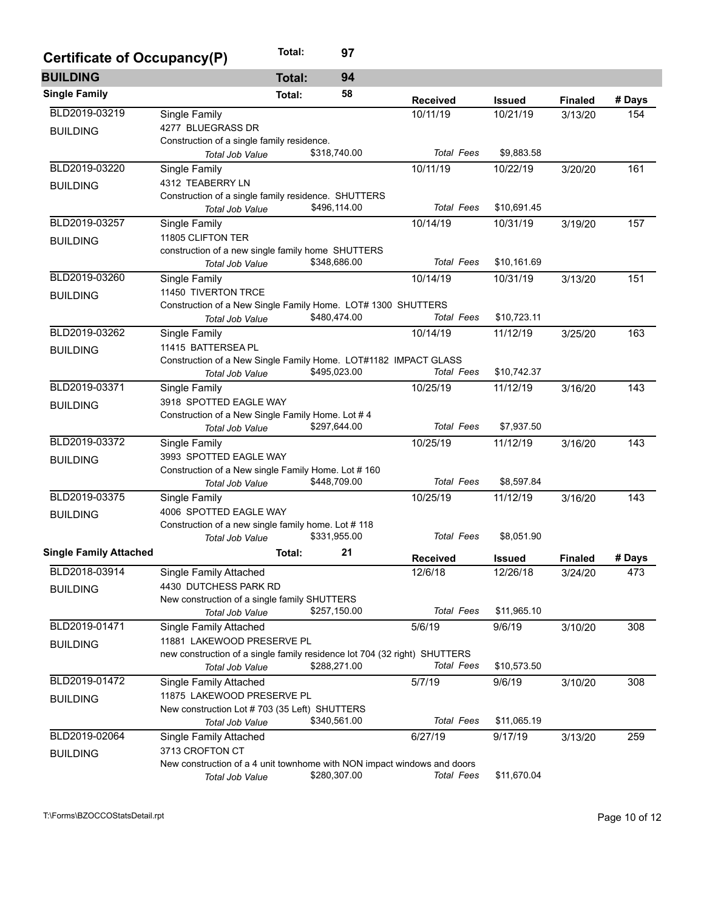## Certificate of Occupancy(P) — Total: 97

### BUILDING — Total: 94

#### Single Family — Total: 58

| Permit | Description | Received | Issued | Finaled | # Days |
|---|---|---|---|---|---|
| BLD2019-03219 BUILDING | Single Family<br>4277 BLUEGRASS DR<br>Construction of a single family residence.<br>Total Job Value $318,740.00 — Total Fees $9,883.58 | 10/11/19 | 10/21/19 | 3/13/20 | 154 |
| BLD2019-03220 BUILDING | Single Family<br>4312 TEABERRY LN<br>Construction of a single family residence. SHUTTERS<br>Total Job Value $496,114.00 — Total Fees $10,691.45 | 10/11/19 | 10/22/19 | 3/20/20 | 161 |
| BLD2019-03257 BUILDING | Single Family<br>11805 CLIFTON TER<br>construction of a new single family home SHUTTERS<br>Total Job Value $348,686.00 — Total Fees $10,161.69 | 10/14/19 | 10/31/19 | 3/19/20 | 157 |
| BLD2019-03260 BUILDING | Single Family<br>11450 TIVERTON TRCE<br>Construction of a New Single Family Home. LOT# 1300 SHUTTERS<br>Total Job Value $480,474.00 — Total Fees $10,723.11 | 10/14/19 | 10/31/19 | 3/13/20 | 151 |
| BLD2019-03262 BUILDING | Single Family<br>11415 BATTERSEA PL<br>Construction of a New Single Family Home. LOT#1182 IMPACT GLASS<br>Total Job Value $495,023.00 — Total Fees $10,742.37 | 10/14/19 | 11/12/19 | 3/25/20 | 163 |
| BLD2019-03371 BUILDING | Single Family<br>3918 SPOTTED EAGLE WAY<br>Construction of a New Single Family Home. Lot # 4<br>Total Job Value $297,644.00 — Total Fees $7,937.50 | 10/25/19 | 11/12/19 | 3/16/20 | 143 |
| BLD2019-03372 BUILDING | Single Family<br>3993 SPOTTED EAGLE WAY<br>Construction of a New single Family Home. Lot # 160<br>Total Job Value $448,709.00 — Total Fees $8,597.84 | 10/25/19 | 11/12/19 | 3/16/20 | 143 |
| BLD2019-03375 BUILDING | Single Family<br>4006 SPOTTED EAGLE WAY<br>Construction of a new single family home. Lot # 118<br>Total Job Value $331,955.00 — Total Fees $8,051.90 | 10/25/19 | 11/12/19 | 3/16/20 | 143 |

#### Single Family Attached — Total: 21

| Permit | Description | Received | Issued | Finaled | # Days |
|---|---|---|---|---|---|
| BLD2018-03914 BUILDING | Single Family Attached<br>4430 DUTCHESS PARK RD<br>New construction of a single family SHUTTERS<br>Total Job Value $257,150.00 — Total Fees $11,965.10 | 12/6/18 | 12/26/18 | 3/24/20 | 473 |
| BLD2019-01471 BUILDING | Single Family Attached<br>11881 LAKEWOOD PRESERVE PL<br>new construction of a single family residence lot 704 (32 right) SHUTTERS<br>Total Job Value $288,271.00 — Total Fees $10,573.50 | 5/6/19 | 9/6/19 | 3/10/20 | 308 |
| BLD2019-01472 BUILDING | Single Family Attached<br>11875 LAKEWOOD PRESERVE PL<br>New construction Lot # 703 (35 Left) SHUTTERS<br>Total Job Value $340,561.00 — Total Fees $11,065.19 | 5/7/19 | 9/6/19 | 3/10/20 | 308 |
| BLD2019-02064 BUILDING | Single Family Attached<br>3713 CROFTON CT<br>New construction of a 4 unit townhome with NON impact windows and doors<br>Total Job Value $280,307.00 — Total Fees $11,670.04 | 6/27/19 | 9/17/19 | 3/13/20 | 259 |

T:\Forms\BZOCCOStatsDetail.rpt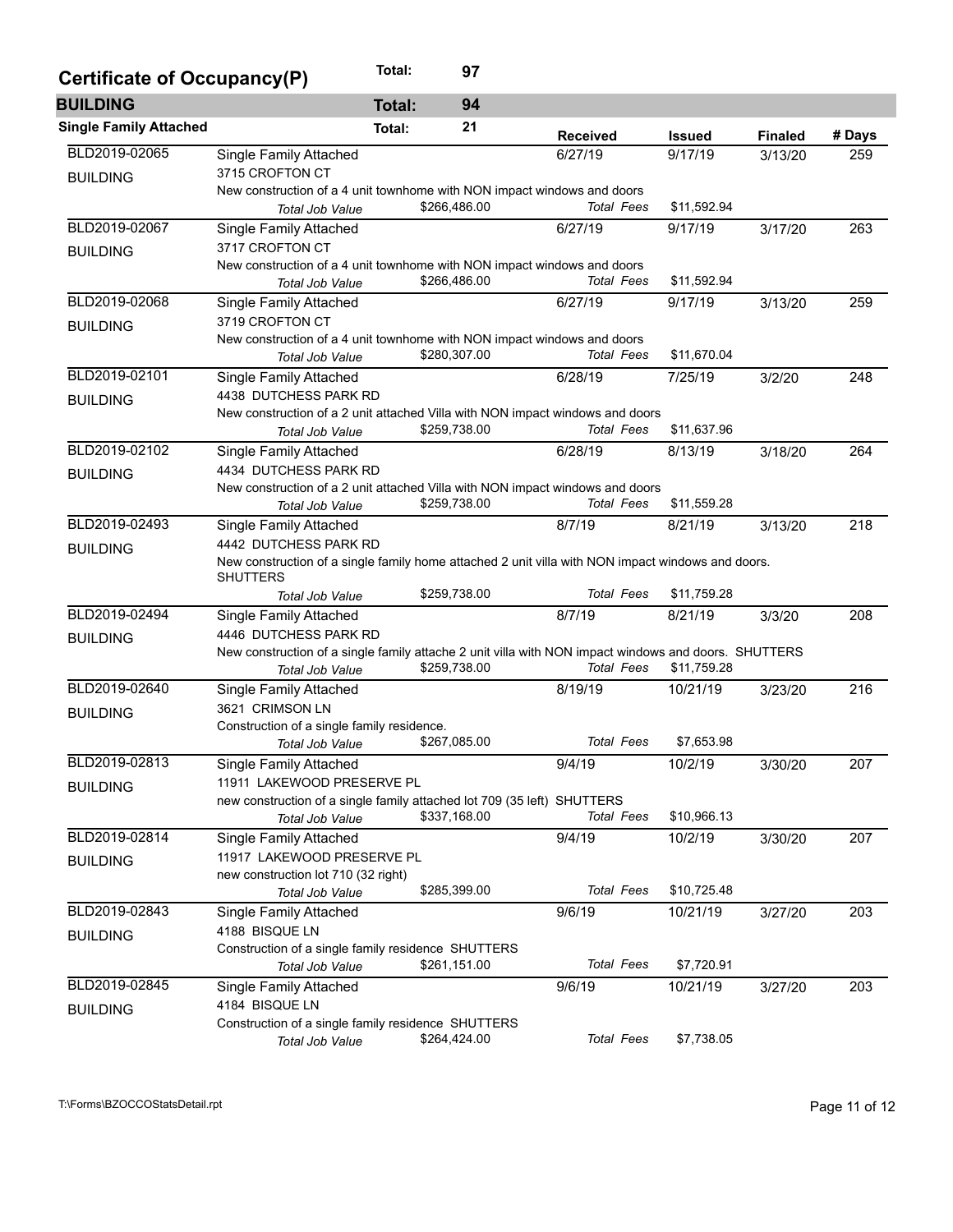## Certificate of Occupancy(P) — Total: 97

### BUILDING — Total: 94

#### Single Family Attached — Total: 21

| Permit | Type / Address / Description | Received | Issued | Finaled | # Days |
|---|---|---|---|---|---|
| BLD2019-02065 BUILDING | Single Family Attached<br>3715 CROFTON CT<br>New construction of a 4 unit townhome with NON impact windows and doors<br>*Total Job Value* $266,486.00 — *Total Fees* $11,592.94 | 6/27/19 | 9/17/19 | 3/13/20 | 259 |
| BLD2019-02067 BUILDING | Single Family Attached<br>3717 CROFTON CT<br>New construction of a 4 unit townhome with NON impact windows and doors<br>*Total Job Value* $266,486.00 — *Total Fees* $11,592.94 | 6/27/19 | 9/17/19 | 3/17/20 | 263 |
| BLD2019-02068 BUILDING | Single Family Attached<br>3719 CROFTON CT<br>New construction of a 4 unit townhome with NON impact windows and doors<br>*Total Job Value* $280,307.00 — *Total Fees* $11,670.04 | 6/27/19 | 9/17/19 | 3/13/20 | 259 |
| BLD2019-02101 BUILDING | Single Family Attached<br>4438 DUTCHESS PARK RD<br>New construction of a 2 unit attached Villa with NON impact windows and doors<br>*Total Job Value* $259,738.00 — *Total Fees* $11,637.96 | 6/28/19 | 7/25/19 | 3/2/20 | 248 |
| BLD2019-02102 BUILDING | Single Family Attached<br>4434 DUTCHESS PARK RD<br>New construction of a 2 unit attached Villa with NON impact windows and doors<br>*Total Job Value* $259,738.00 — *Total Fees* $11,559.28 | 6/28/19 | 8/13/19 | 3/18/20 | 264 |
| BLD2019-02493 BUILDING | Single Family Attached<br>4442 DUTCHESS PARK RD<br>New construction of a single family home attached 2 unit villa with NON impact windows and doors. SHUTTERS<br>*Total Job Value* $259,738.00 — *Total Fees* $11,759.28 | 8/7/19 | 8/21/19 | 3/13/20 | 218 |
| BLD2019-02494 BUILDING | Single Family Attached<br>4446 DUTCHESS PARK RD<br>New construction of a single family attache 2 unit villa with NON impact windows and doors. SHUTTERS<br>*Total Job Value* $259,738.00 — *Total Fees* $11,759.28 | 8/7/19 | 8/21/19 | 3/3/20 | 208 |
| BLD2019-02640 BUILDING | Single Family Attached<br>3621 CRIMSON LN<br>Construction of a single family residence.<br>*Total Job Value* $267,085.00 — *Total Fees* $7,653.98 | 8/19/19 | 10/21/19 | 3/23/20 | 216 |
| BLD2019-02813 BUILDING | Single Family Attached<br>11911 LAKEWOOD PRESERVE PL<br>new construction of a single family attached lot 709 (35 left) SHUTTERS<br>*Total Job Value* $337,168.00 — *Total Fees* $10,966.13 | 9/4/19 | 10/2/19 | 3/30/20 | 207 |
| BLD2019-02814 BUILDING | Single Family Attached<br>11917 LAKEWOOD PRESERVE PL<br>new construction lot 710 (32 right)<br>*Total Job Value* $285,399.00 — *Total Fees* $10,725.48 | 9/4/19 | 10/2/19 | 3/30/20 | 207 |
| BLD2019-02843 BUILDING | Single Family Attached<br>4188 BISQUE LN<br>Construction of a single family residence SHUTTERS<br>*Total Job Value* $261,151.00 — *Total Fees* $7,720.91 | 9/6/19 | 10/21/19 | 3/27/20 | 203 |
| BLD2019-02845 BUILDING | Single Family Attached<br>4184 BISQUE LN<br>Construction of a single family residence SHUTTERS<br>*Total Job Value* $264,424.00 — *Total Fees* $7,738.05 | 9/6/19 | 10/21/19 | 3/27/20 | 203 |

T:\Forms\BZOCCOStatsDetail.rpt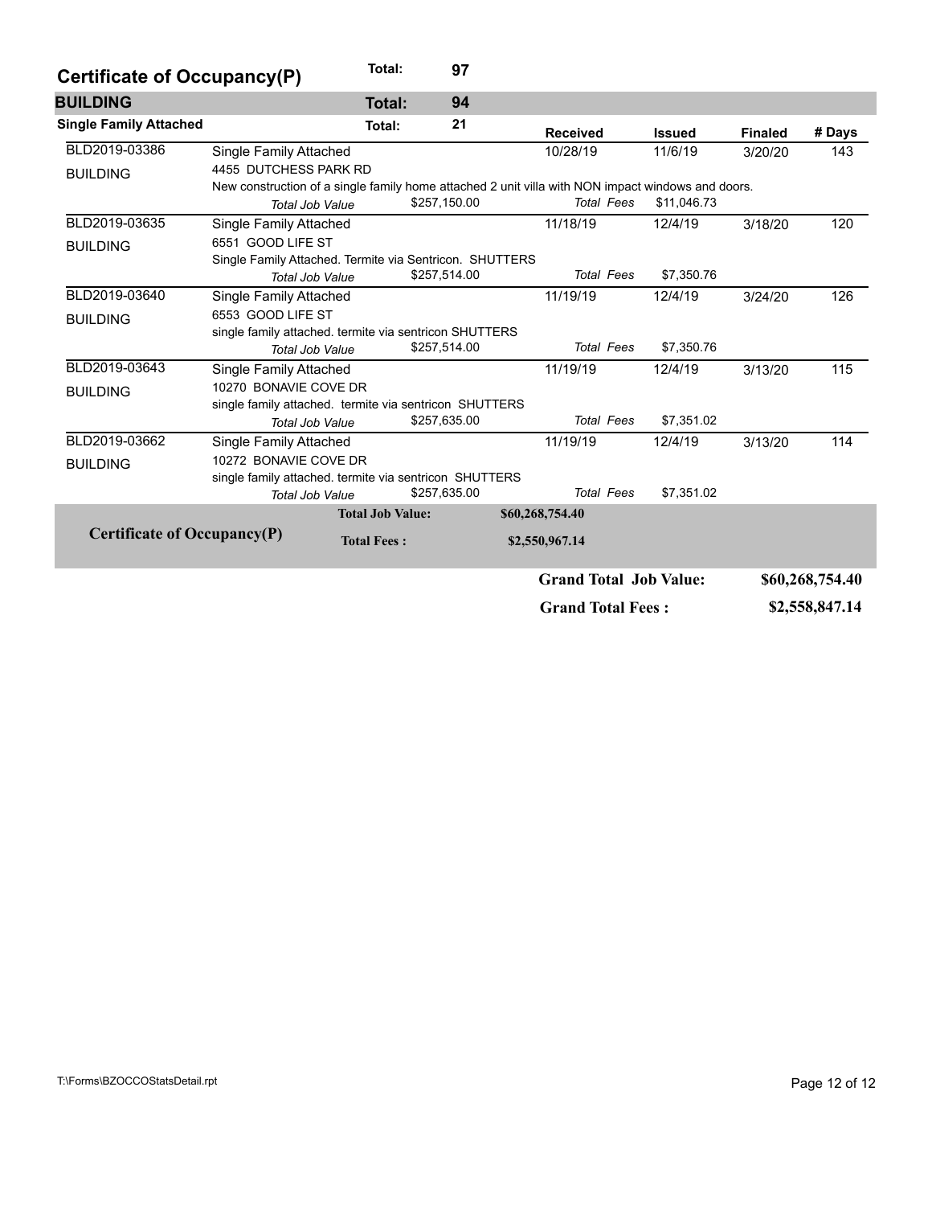## Certificate of Occupancy(P) — Total: 97

### BUILDING — Total: 94

#### Single Family Attached — Total: 21

| | | Received | Issued | Finaled | # Days |
|---|---|---|---|---|---|
| BLD2019-03386 | Single Family Attached | 10/28/19 | 11/6/19 | 3/20/20 | 143 |
| BUILDING | 4455 DUTCHESS PARK RD | | | | |
| | New construction of a single family home attached 2 unit villa with NON impact windows and doors. | | | | |
| | *Total Job Value* $257,150.00 | *Total Fees* | $11,046.73 | | |
| BLD2019-03635 | Single Family Attached | 11/18/19 | 12/4/19 | 3/18/20 | 120 |
| BUILDING | 6551 GOOD LIFE ST | | | | |
| | Single Family Attached. Termite via Sentricon. SHUTTERS | | | | |
| | *Total Job Value* $257,514.00 | *Total Fees* | $7,350.76 | | |
| BLD2019-03640 | Single Family Attached | 11/19/19 | 12/4/19 | 3/24/20 | 126 |
| BUILDING | 6553 GOOD LIFE ST | | | | |
| | single family attached. termite via sentricon SHUTTERS | | | | |
| | *Total Job Value* $257,514.00 | *Total Fees* | $7,350.76 | | |
| BLD2019-03643 | Single Family Attached | 11/19/19 | 12/4/19 | 3/13/20 | 115 |
| BUILDING | 10270 BONAVIE COVE DR | | | | |
| | single family attached. termite via sentricon SHUTTERS | | | | |
| | *Total Job Value* $257,635.00 | *Total Fees* | $7,351.02 | | |
| BLD2019-03662 | Single Family Attached | 11/19/19 | 12/4/19 | 3/13/20 | 114 |
| BUILDING | 10272 BONAVIE COVE DR | | | | |
| | single family attached. termite via sentricon SHUTTERS | | | | |
| | *Total Job Value* $257,635.00 | *Total Fees* | $7,351.02 | | |

**Certificate of Occupancy(P)**

**Total Job Value:** $60,268,754.40

**Total Fees :** $2,550,967.14

**Grand Total Job Value:** $60,268,754.40

**Grand Total Fees :** $2,558,847.14

T:\Forms\BZOCCOStatsDetail.rpt